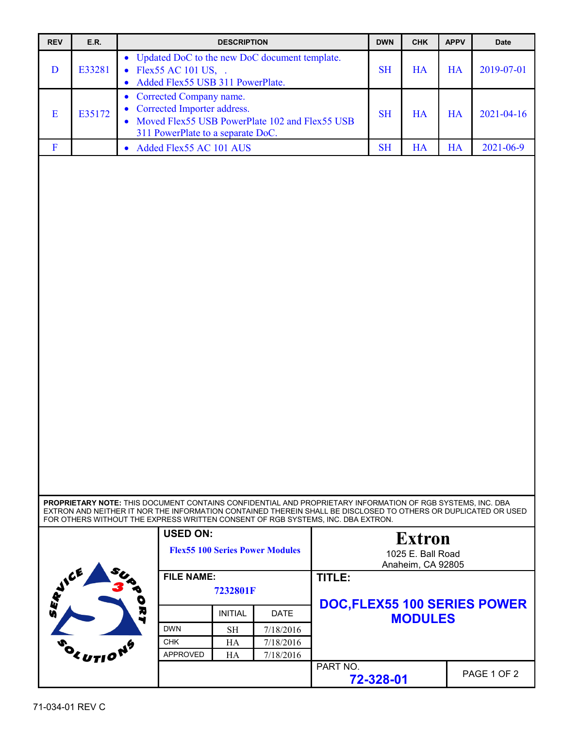| REV | E.R. | DESCRIPTION | DWN | CHK | APPV | Date |
|---|---|---|---|---|---|---|
| D | E33281 | • Updated DoC to the new DoC document template.<br>• Flex55 AC 101 US, .<br>• Added Flex55 USB 311 PowerPlate. | SH | HA | HA | 2019-07-01 |
| E | E35172 | • Corrected Company name.<br>• Corrected Importer address.<br>• Moved Flex55 USB PowerPlate 102 and Flex55 USB 311 PowerPlate to a separate DoC. | SH | HA | HA | 2021-04-16 |
| F | | • Added Flex55 AC 101 AUS | SH | HA | HA | 2021-06-9 |

**PROPRIETARY NOTE:** THIS DOCUMENT CONTAINS CONFIDENTIAL AND PROPRIETARY INFORMATION OF RGB SYSTEMS, INC. DBA EXTRON AND NEITHER IT NOR THE INFORMATION CONTAINED THEREIN SHALL BE DISCLOSED TO OTHERS OR DUPLICATED OR USED FOR OTHERS WITHOUT THE EXPRESS WRITTEN CONSENT OF RGB SYSTEMS, INC. DBA EXTRON.

**USED ON:** Flex55 100 Series Power Modules

**FILE NAME:** 7232801F

| | INITIAL | DATE |
|---|---|---|
| DWN | SH | 7/18/2016 |
| CHK | HA | 7/18/2016 |
| APPROVED | HA | 7/18/2016 |

**Extron**
1025 E. Ball Road
Anaheim, CA 92805

**TITLE:** DOC,FLEX55 100 SERIES POWER MODULES

PART NO. 72-328-01

71-034-01 REV C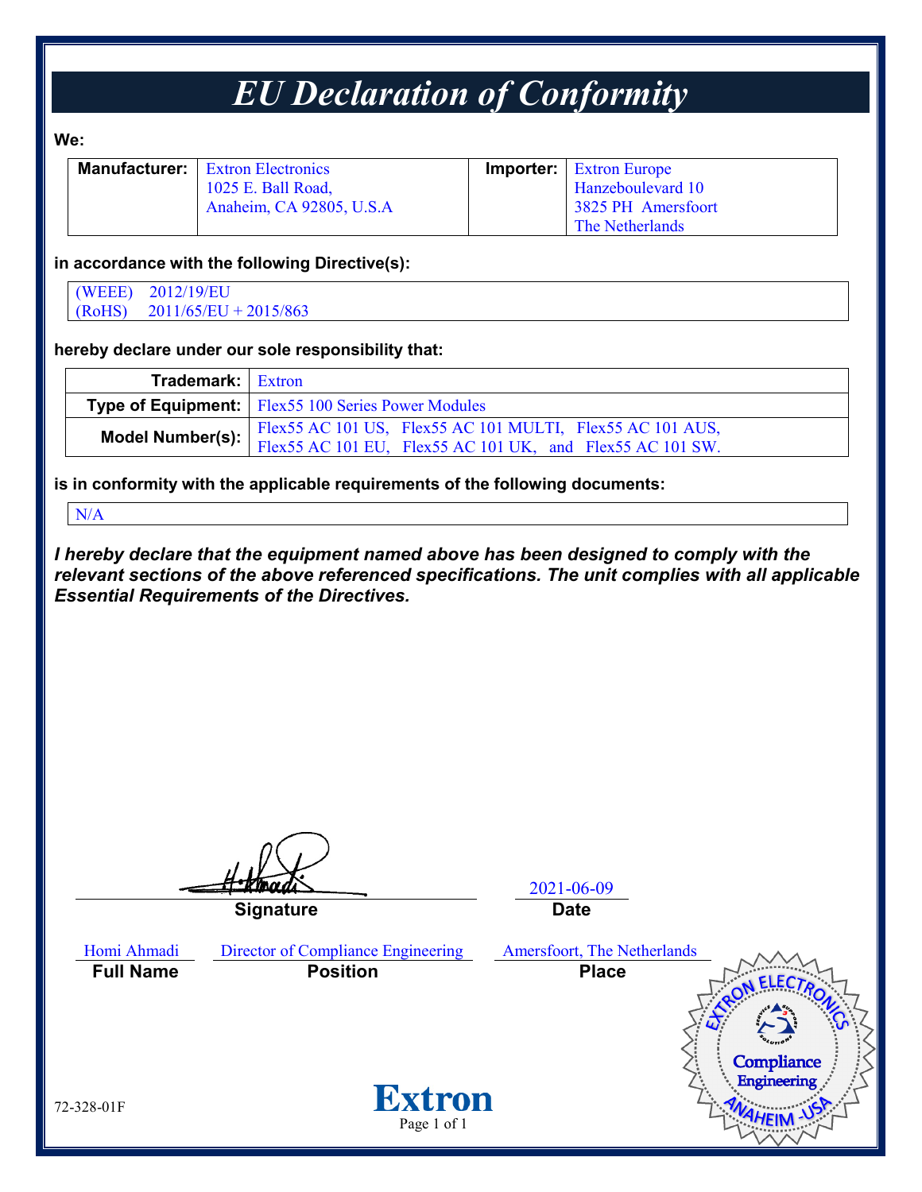# EU Declaration of Conformity

**We:**

| | | | |
|---|---|---|---|
| **Manufacturer:** | Extron Electronics<br>1025 E. Ball Road,<br>Anaheim, CA 92805, U.S.A | **Importer:** | Extron Europe<br>Hanzeboulevard 10<br>3825 PH Amersfoort<br>The Netherlands |

**in accordance with the following Directive(s):**

(WEEE) 2012/19/EU
(RoHS) 2011/65/EU + 2015/863

**hereby declare under our sole responsibility that:**

| | |
|---|---|
| **Trademark:** | Extron |
| **Type of Equipment:** | Flex55 100 Series Power Modules |
| **Model Number(s):** | Flex55 AC 101 US, Flex55 AC 101 MULTI, Flex55 AC 101 AUS, Flex55 AC 101 EU, Flex55 AC 101 UK, and Flex55 AC 101 SW. |

**is in conformity with the applicable requirements of the following documents:**

N/A

***I hereby declare that the equipment named above has been designed to comply with the relevant sections of the above referenced specifications. The unit complies with all applicable Essential Requirements of the Directives.***

**Signature**

2021-06-09
**Date**

Homi Ahmadi
**Full Name**

Director of Compliance Engineering
**Position**

Amersfoort, The Netherlands
**Place**

EXTRON ELECTRONICS Compliance Engineering ANAHEIM - USA

72-328-01F

Extron